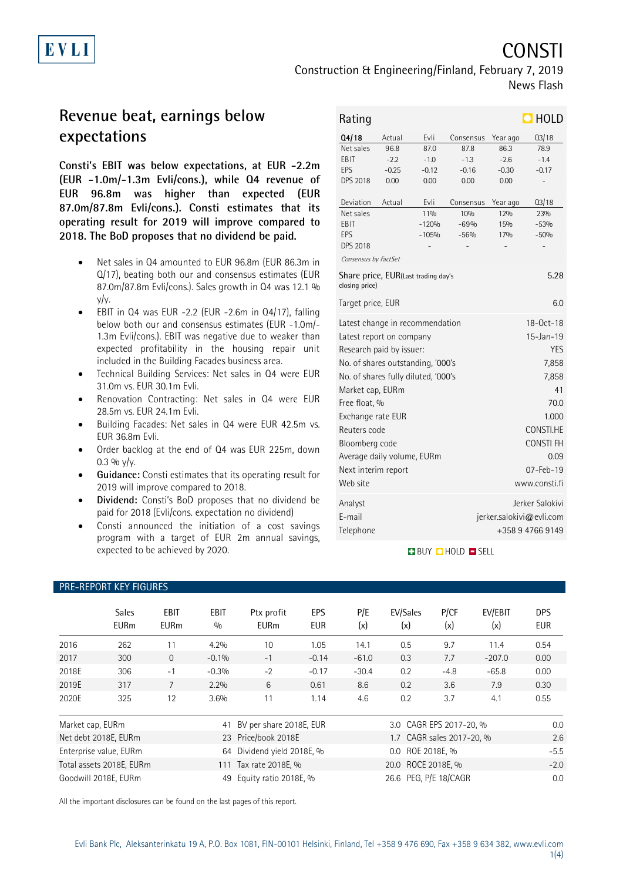# CONSTI

Construction & Engineering/Finland, February 7, 2019

News Flash

## Revenue beat, earnings below expectations

**Consti's EBIT was below expectations, at EUR -2.2m (EUR -1.0m/-1.3m Evli/cons.), while Q4 revenue of EUR 96.8m was higher than expected (EUR 87.0m/87.8m Evli/cons.). Consti estimates that its operating result for 2019 will improve compared to 2018. The BoD proposes that no dividend be paid.**

- Net sales in Q4 amounted to EUR 96.8m (EUR 86.3m in Q/17), beating both our and consensus estimates (EUR 87.0m/87.8m Evli/cons.). Sales growth in Q4 was 12.1 % y/y.
- EBIT in Q4 was EUR -2.2 (EUR -2.6m in Q4/17), falling below both our and consensus estimates (EUR -1.0m/-1.3m Evli/cons.). EBIT was negative due to weaker than expected profitability in the housing repair unit included in the Building Facades business area.
- Technical Building Services: Net sales in Q4 were EUR 31.0m vs. EUR 30.1m Evli.
- Renovation Contracting: Net sales in Q4 were EUR 28.5m vs. EUR 24.1m Evli.
- Building Facades: Net sales in Q4 were EUR 42.5m vs. EUR 36.8m Evli.
- Order backlog at the end of Q4 was EUR 225m, down 0.3 % y/y.
- **Guidance:** Consti estimates that its operating result for 2019 will improve compared to 2018.
- **Dividend:** Consti's BoD proposes that no dividend be paid for 2018 (Evli/cons. expectation no dividend)
- Consti announced the initiation of a cost savings program with a target of EUR 2m annual savings, expected to be achieved by 2020.

**Rating: HOLD**

| Q4/18 | Actual | Evli | Consensus | Year ago | Q3/18 |
|---|---|---|---|---|---|
| Net sales | 96.8 | 87.0 | 87.8 | 86.3 | 78.9 |
| EBIT | -2.2 | -1.0 | -1.3 | -2.6 | -1.4 |
| EPS | -0.25 | -0.12 | -0.16 | -0.30 | -0.17 |
| DPS 2018 | 0.00 | 0.00 | 0.00 | 0.00 | - |

| Deviation | Actual | Evli | Consensus | Year ago | Q3/18 |
|---|---|---|---|---|---|
| Net sales | | 11% | 10% | 12% | 23% |
| EBIT | | -120% | -69% | 15% | -53% |
| EPS | | -105% | -56% | 17% | -50% |
| DPS 2018 | | - | - | - | - |

*Consensus by FactSet*

| | |
|---|---|
| Share price, EUR (Last trading day's closing price) | 5.28 |
| Target price, EUR | 6.0 |
| Latest change in recommendation | 18-Oct-18 |
| Latest report on company | 15-Jan-19 |
| Research paid by issuer: | YES |
| No. of shares outstanding, '000's | 7,858 |
| No. of shares fully diluted, '000's | 7,858 |
| Market cap, EURm | 41 |
| Free float, % | 70.0 |
| Exchange rate EUR | 1.000 |
| Reuters code | CONSTI.HE |
| Bloomberg code | CONSTI FH |
| Average daily volume, EURm | 0.09 |
| Next interim report | 07-Feb-19 |
| Web site | www.consti.fi |
| Analyst | Jerker Salokivi |
| E-mail | jerker.salokivi@evli.com |
| Telephone | +358 9 4766 9149 |

BUY HOLD SELL

### PRE-REPORT KEY FIGURES

| | Sales EURm | EBIT EURm | EBIT % | Ptx profit EURm | EPS EUR | P/E (x) | EV/Sales (x) | P/CF (x) | EV/EBIT (x) | DPS EUR |
|---|---|---|---|---|---|---|---|---|---|---|
| 2016 | 262 | 11 | 4.2% | 10 | 1.05 | 14.1 | 0.5 | 9.7 | 11.4 | 0.54 |
| 2017 | 300 | 0 | -0.1% | -1 | -0.14 | -61.0 | 0.3 | 7.7 | -207.0 | 0.00 |
| 2018E | 306 | -1 | -0.3% | -2 | -0.17 | -30.4 | 0.2 | -4.8 | -65.8 | 0.00 |
| 2019E | 317 | 7 | 2.2% | 6 | 0.61 | 8.6 | 0.2 | 3.6 | 7.9 | 0.30 |
| 2020E | 325 | 12 | 3.6% | 11 | 1.14 | 4.6 | 0.2 | 3.7 | 4.1 | 0.55 |

| | | | | | |
|---|---|---|---|---|---|
| Market cap, EURm | 41 | BV per share 2018E, EUR | 3.0 | CAGR EPS 2017-20, % | 0.0 |
| Net debt 2018E, EURm | 23 | Price/book 2018E | 1.7 | CAGR sales 2017-20, % | 2.6 |
| Enterprise value, EURm | 64 | Dividend yield 2018E, % | 0.0 | ROE 2018E, % | -5.5 |
| Total assets 2018E, EURm | 111 | Tax rate 2018E, % | 20.0 | ROCE 2018E, % | -2.0 |
| Goodwill 2018E, EURm | 49 | Equity ratio 2018E, % | 26.6 | PEG, P/E 18/CAGR | 0.0 |

All the important disclosures can be found on the last pages of this report.

Evli Bank Plc, Aleksanterinkatu 19 A, P.O. Box 1081, FIN-00101 Helsinki, Finland, Tel +358 9 476 690, Fax +358 9 634 382, www.evli.com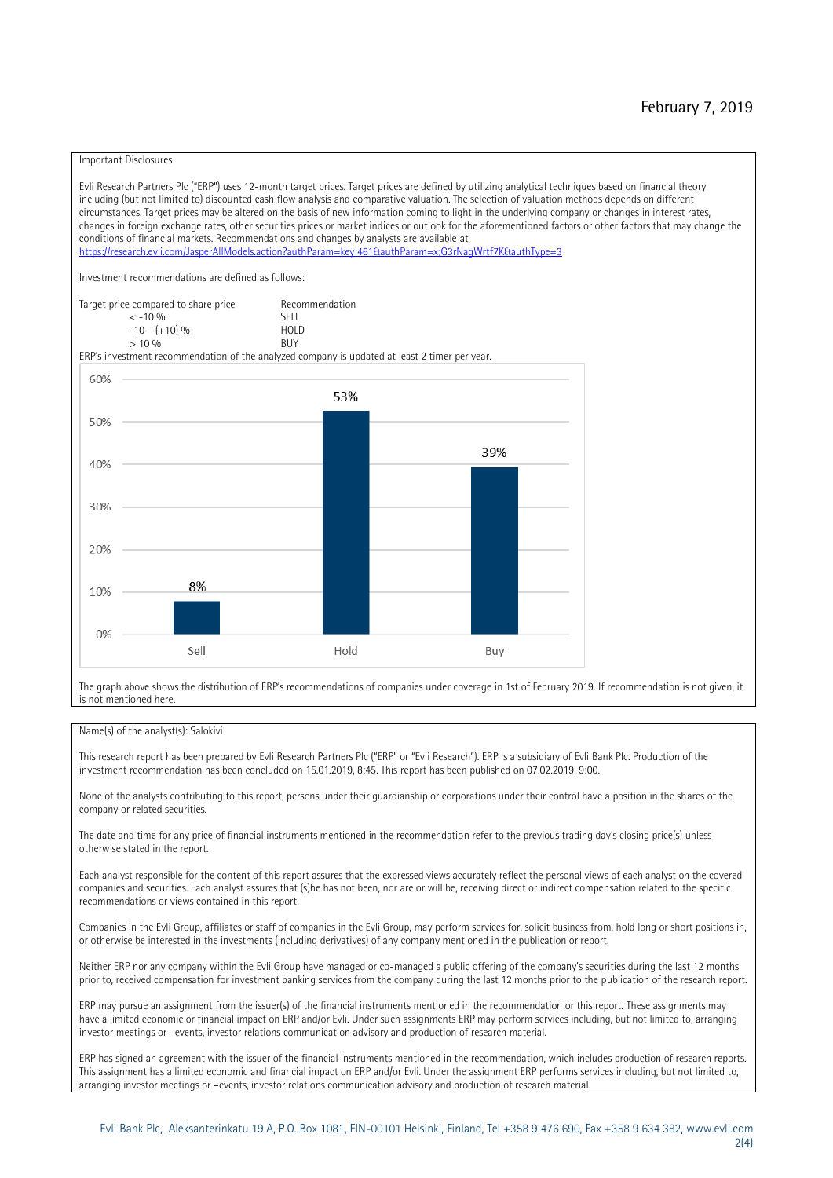February 7, 2019

Important Disclosures

Evli Research Partners Plc ("ERP") uses 12-month target prices. Target prices are defined by utilizing analytical techniques based on financial theory including (but not limited to) discounted cash flow analysis and comparative valuation. The selection of valuation methods depends on different circumstances. Target prices may be altered on the basis of new information coming to light in the underlying company or changes in interest rates, changes in foreign exchange rates, other securities prices or market indices or outlook for the aforementioned factors or other factors that may change the conditions of financial markets. Recommendations and changes by analysts are available at https://research.evli.com/JasperAllModels.action?authParam=key;461&authParam=x;G3rNagWrtf7K&authType=3

Investment recommendations are defined as follows:

| Target price compared to share price | Recommendation |
|---|---|
| < -10 % | SELL |
| -10 – (+10) % | HOLD |
| > 10 % | BUY |

ERP's investment recommendation of the analyzed company is updated at least 2 timer per year.

| | Sell | Hold | Buy |
|---|---|---|---|
| Share of recommendations | 8% | 53% | 39% |

The graph above shows the distribution of ERP's recommendations of companies under coverage in 1st of February 2019. If recommendation is not given, it is not mentioned here.

Name(s) of the analyst(s): Salokivi

This research report has been prepared by Evli Research Partners Plc ("ERP" or "Evli Research"). ERP is a subsidiary of Evli Bank Plc. Production of the investment recommendation has been concluded on 15.01.2019, 8:45. This report has been published on 07.02.2019, 9:00.

None of the analysts contributing to this report, persons under their guardianship or corporations under their control have a position in the shares of the company or related securities.

The date and time for any price of financial instruments mentioned in the recommendation refer to the previous trading day's closing price(s) unless otherwise stated in the report.

Each analyst responsible for the content of this report assures that the expressed views accurately reflect the personal views of each analyst on the covered companies and securities. Each analyst assures that (s)he has not been, nor are or will be, receiving direct or indirect compensation related to the specific recommendations or views contained in this report.

Companies in the Evli Group, affiliates or staff of companies in the Evli Group, may perform services for, solicit business from, hold long or short positions in, or otherwise be interested in the investments (including derivatives) of any company mentioned in the publication or report.

Neither ERP nor any company within the Evli Group have managed or co-managed a public offering of the company's securities during the last 12 months prior to, received compensation for investment banking services from the company during the last 12 months prior to the publication of the research report.

ERP may pursue an assignment from the issuer(s) of the financial instruments mentioned in the recommendation or this report. These assignments may have a limited economic or financial impact on ERP and/or Evli. Under such assignments ERP may perform services including, but not limited to, arranging investor meetings or –events, investor relations communication advisory and production of research material.

ERP has signed an agreement with the issuer of the financial instruments mentioned in the recommendation, which includes production of research reports. This assignment has a limited economic and financial impact on ERP and/or Evli. Under the assignment ERP performs services including, but not limited to, arranging investor meetings or –events, investor relations communication advisory and production of research material.

Evli Bank Plc, Aleksanterinkatu 19 A, P.O. Box 1081, FIN-00101 Helsinki, Finland, Tel +358 9 476 690, Fax +358 9 634 382, www.evli.com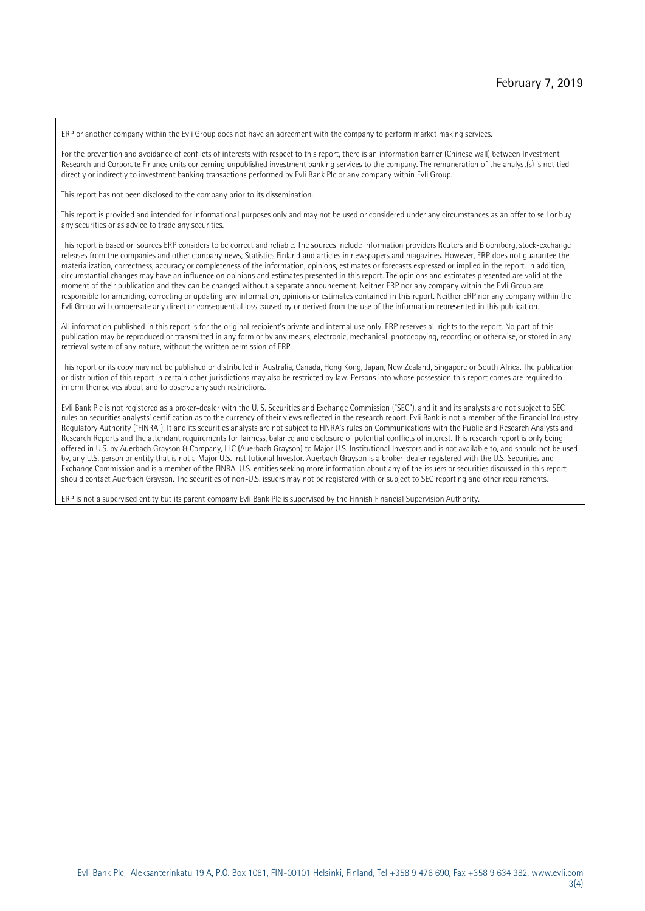ERP or another company within the Evli Group does not have an agreement with the company to perform market making services.

For the prevention and avoidance of conflicts of interests with respect to this report, there is an information barrier (Chinese wall) between Investment Research and Corporate Finance units concerning unpublished investment banking services to the company. The remuneration of the analyst(s) is not tied directly or indirectly to investment banking transactions performed by Evli Bank Plc or any company within Evli Group.

This report has not been disclosed to the company prior to its dissemination.

This report is provided and intended for informational purposes only and may not be used or considered under any circumstances as an offer to sell or buy any securities or as advice to trade any securities.

This report is based on sources ERP considers to be correct and reliable. The sources include information providers Reuters and Bloomberg, stock-exchange releases from the companies and other company news, Statistics Finland and articles in newspapers and magazines. However, ERP does not guarantee the materialization, correctness, accuracy or completeness of the information, opinions, estimates or forecasts expressed or implied in the report. In addition, circumstantial changes may have an influence on opinions and estimates presented in this report. The opinions and estimates presented are valid at the moment of their publication and they can be changed without a separate announcement. Neither ERP nor any company within the Evli Group are responsible for amending, correcting or updating any information, opinions or estimates contained in this report. Neither ERP nor any company within the Evli Group will compensate any direct or consequential loss caused by or derived from the use of the information represented in this publication.

All information published in this report is for the original recipient's private and internal use only. ERP reserves all rights to the report. No part of this publication may be reproduced or transmitted in any form or by any means, electronic, mechanical, photocopying, recording or otherwise, or stored in any retrieval system of any nature, without the written permission of ERP.

This report or its copy may not be published or distributed in Australia, Canada, Hong Kong, Japan, New Zealand, Singapore or South Africa. The publication or distribution of this report in certain other jurisdictions may also be restricted by law. Persons into whose possession this report comes are required to inform themselves about and to observe any such restrictions.

Evli Bank Plc is not registered as a broker-dealer with the U. S. Securities and Exchange Commission ("SEC"), and it and its analysts are not subject to SEC rules on securities analysts' certification as to the currency of their views reflected in the research report. Evli Bank is not a member of the Financial Industry Regulatory Authority ("FINRA"). It and its securities analysts are not subject to FINRA's rules on Communications with the Public and Research Analysts and Research Reports and the attendant requirements for fairness, balance and disclosure of potential conflicts of interest. This research report is only being offered in U.S. by Auerbach Grayson & Company, LLC (Auerbach Grayson) to Major U.S. Institutional Investors and is not available to, and should not be used by, any U.S. person or entity that is not a Major U.S. Institutional Investor. Auerbach Grayson is a broker-dealer registered with the U.S. Securities and Exchange Commission and is a member of the FINRA. U.S. entities seeking more information about any of the issuers or securities discussed in this report should contact Auerbach Grayson. The securities of non-U.S. issuers may not be registered with or subject to SEC reporting and other requirements.

ERP is not a supervised entity but its parent company Evli Bank Plc is supervised by the Finnish Financial Supervision Authority.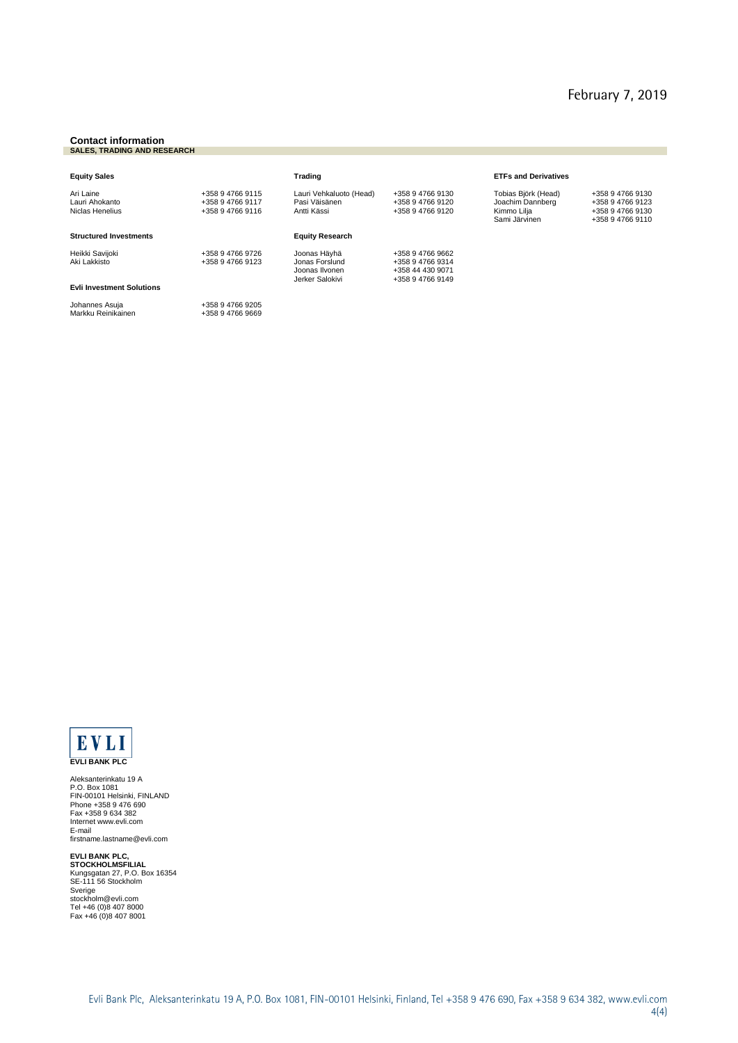February 7, 2019

## Contact information

**SALES, TRADING AND RESEARCH**

**Equity Sales**

| | |
|---|---|
| Ari Laine | +358 9 4766 9115 |
| Lauri Ahokanto | +358 9 4766 9117 |
| Niclas Henelius | +358 9 4766 9116 |

**Structured Investments**

| | |
|---|---|
| Heikki Savijoki | +358 9 4766 9726 |
| Aki Lakkisto | +358 9 4766 9123 |

**Evli Investment Solutions**

| | |
|---|---|
| Johannes Asuja | +358 9 4766 9205 |
| Markku Reinikainen | +358 9 4766 9669 |

**Trading**

| | |
|---|---|
| Lauri Vehkaluoto (Head) | +358 9 4766 9130 |
| Pasi Väisänen | +358 9 4766 9120 |
| Antti Kässi | +358 9 4766 9120 |

**Equity Research**

| | |
|---|---|
| Joonas Häyhä | +358 9 4766 9662 |
| Jonas Forslund | +358 9 4766 9314 |
| Joonas Ilvonen | +358 44 430 9071 |
| Jerker Salokivi | +358 9 4766 9149 |

**ETFs and Derivatives**

| | |
|---|---|
| Tobias Björk (Head) | +358 9 4766 9130 |
| Joachim Dannberg | +358 9 4766 9123 |
| Kimmo Lilja | +358 9 4766 9130 |
| Sami Järvinen | +358 9 4766 9110 |

**EVLI BANK PLC**

Aleksanterinkatu 19 A
P.O. Box 1081
FIN-00101 Helsinki, FINLAND
Phone +358 9 476 690
Fax +358 9 634 382
Internet www.evli.com
E-mail
firstname.lastname@evli.com

**EVLI BANK PLC, STOCKHOLMSFILIAL**
Kungsgatan 27, P.O. Box 16354
SE-111 56 Stockholm
Sverige
stockholm@evli.com
Tel +46 (0)8 407 8000
Fax +46 (0)8 407 8001